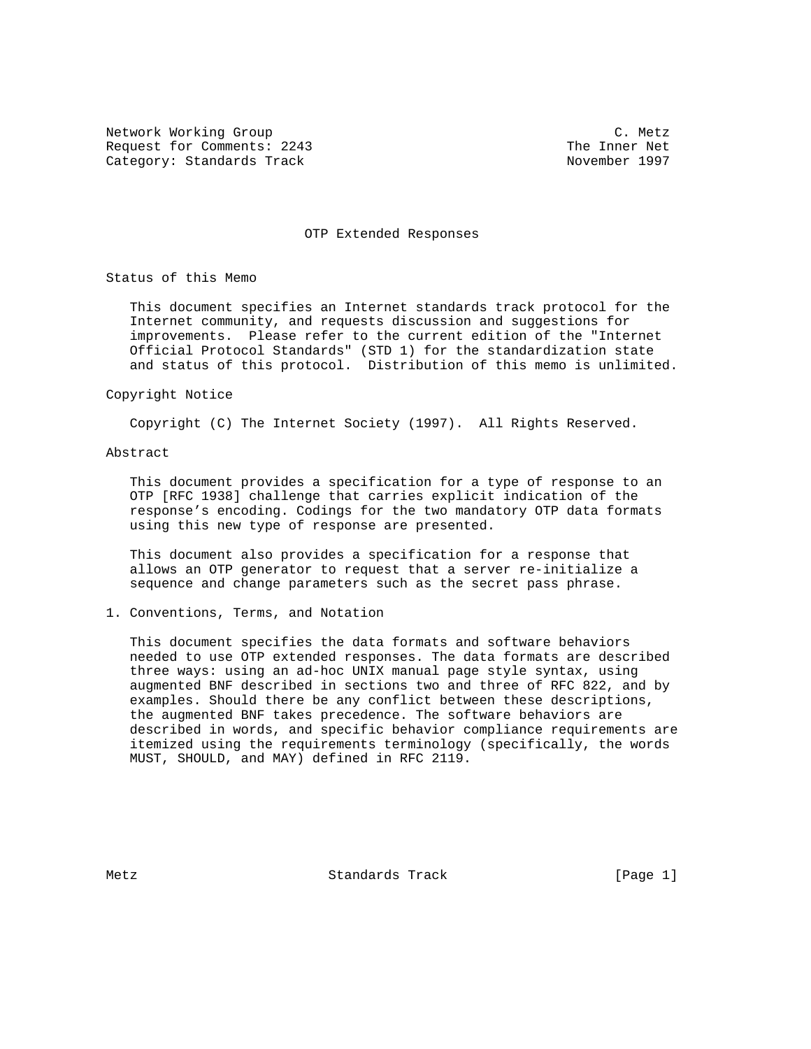Network Working Group C. Metz
Request for Comments: 2243 The Inner Net
Category: Standards Track November 1997

# OTP Extended Responses

## Status of this Memo

This document specifies an Internet standards track protocol for the Internet community, and requests discussion and suggestions for improvements. Please refer to the current edition of the "Internet Official Protocol Standards" (STD 1) for the standardization state and status of this protocol. Distribution of this memo is unlimited.

## Copyright Notice

Copyright (C) The Internet Society (1997). All Rights Reserved.

## Abstract

This document provides a specification for a type of response to an OTP [RFC 1938] challenge that carries explicit indication of the response's encoding. Codings for the two mandatory OTP data formats using this new type of response are presented.

This document also provides a specification for a response that allows an OTP generator to request that a server re-initialize a sequence and change parameters such as the secret pass phrase.

## 1. Conventions, Terms, and Notation

This document specifies the data formats and software behaviors needed to use OTP extended responses. The data formats are described three ways: using an ad-hoc UNIX manual page style syntax, using augmented BNF described in sections two and three of RFC 822, and by examples. Should there be any conflict between these descriptions, the augmented BNF takes precedence. The software behaviors are described in words, and specific behavior compliance requirements are itemized using the requirements terminology (specifically, the words MUST, SHOULD, and MAY) defined in RFC 2119.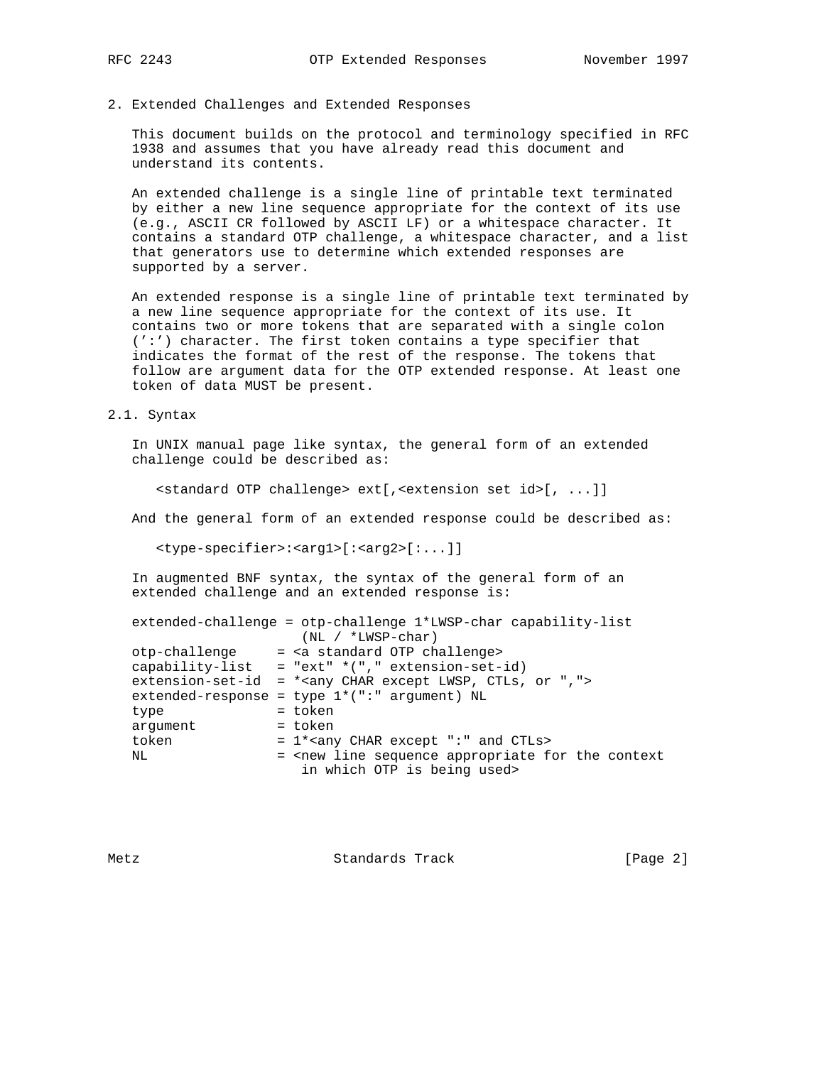## 2. Extended Challenges and Extended Responses

This document builds on the protocol and terminology specified in RFC 1938 and assumes that you have already read this document and understand its contents.

An extended challenge is a single line of printable text terminated by either a new line sequence appropriate for the context of its use (e.g., ASCII CR followed by ASCII LF) or a whitespace character. It contains a standard OTP challenge, a whitespace character, and a list that generators use to determine which extended responses are supported by a server.

An extended response is a single line of printable text terminated by a new line sequence appropriate for the context of its use. It contains two or more tokens that are separated with a single colon (':') character. The first token contains a type specifier that indicates the format of the rest of the response. The tokens that follow are argument data for the OTP extended response. At least one token of data MUST be present.

### 2.1. Syntax

In UNIX manual page like syntax, the general form of an extended challenge could be described as:

```
<standard OTP challenge> ext[,<extension set id>[, ...]]
```

And the general form of an extended response could be described as:

```
<type-specifier>:<arg1>[:<arg2>[:...]]
```

In augmented BNF syntax, the syntax of the general form of an extended challenge and an extended response is:

```
extended-challenge = otp-challenge 1*LWSP-char capability-list
                     (NL / *LWSP-char)
otp-challenge     = <a standard OTP challenge>
capability-list   = "ext" *("," extension-set-id)
extension-set-id  = *<any CHAR except LWSP, CTLs, or ",">
extended-response = type 1*(":" argument) NL
type              = token
argument          = token
token             = 1*<any CHAR except ":" and CTLs>
NL                = <new line sequence appropriate for the context
                     in which OTP is being used>
```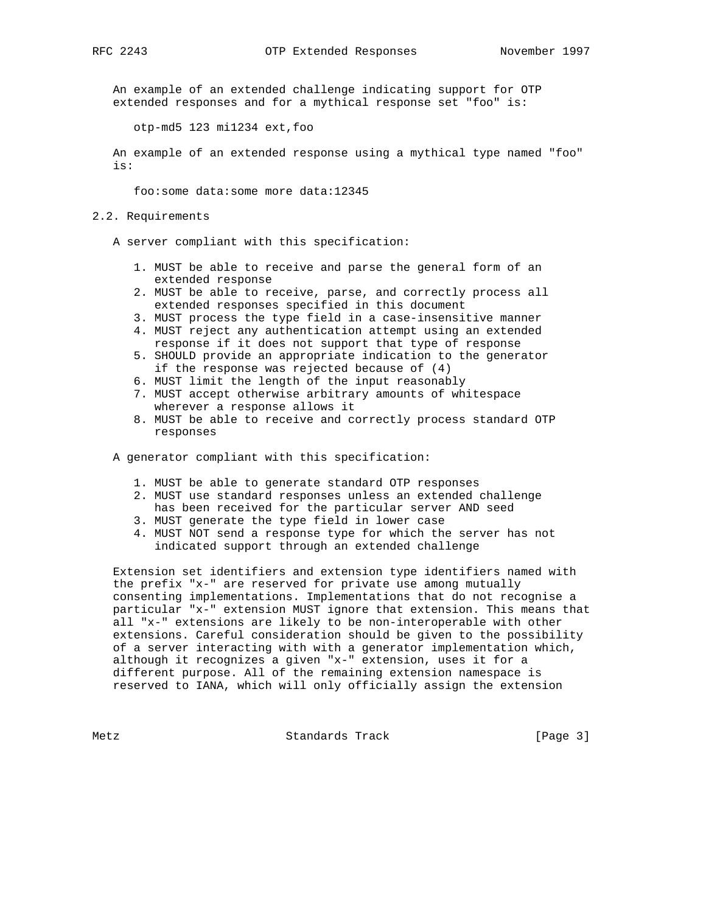An example of an extended challenge indicating support for OTP extended responses and for a mythical response set "foo" is:

```
otp-md5 123 mi1234 ext,foo
```

An example of an extended response using a mythical type named "foo" is:

```
foo:some data:some more data:12345
```

## 2.2. Requirements

A server compliant with this specification:

1. MUST be able to receive and parse the general form of an extended response
2. MUST be able to receive, parse, and correctly process all extended responses specified in this document
3. MUST process the type field in a case-insensitive manner
4. MUST reject any authentication attempt using an extended response if it does not support that type of response
5. SHOULD provide an appropriate indication to the generator if the response was rejected because of (4)
6. MUST limit the length of the input reasonably
7. MUST accept otherwise arbitrary amounts of whitespace wherever a response allows it
8. MUST be able to receive and correctly process standard OTP responses

A generator compliant with this specification:

1. MUST be able to generate standard OTP responses
2. MUST use standard responses unless an extended challenge has been received for the particular server AND seed
3. MUST generate the type field in lower case
4. MUST NOT send a response type for which the server has not indicated support through an extended challenge

Extension set identifiers and extension type identifiers named with the prefix "x-" are reserved for private use among mutually consenting implementations. Implementations that do not recognise a particular "x-" extension MUST ignore that extension. This means that all "x-" extensions are likely to be non-interoperable with other extensions. Careful consideration should be given to the possibility of a server interacting with with a generator implementation which, although it recognizes a given "x-" extension, uses it for a different purpose. All of the remaining extension namespace is reserved to IANA, which will only officially assign the extension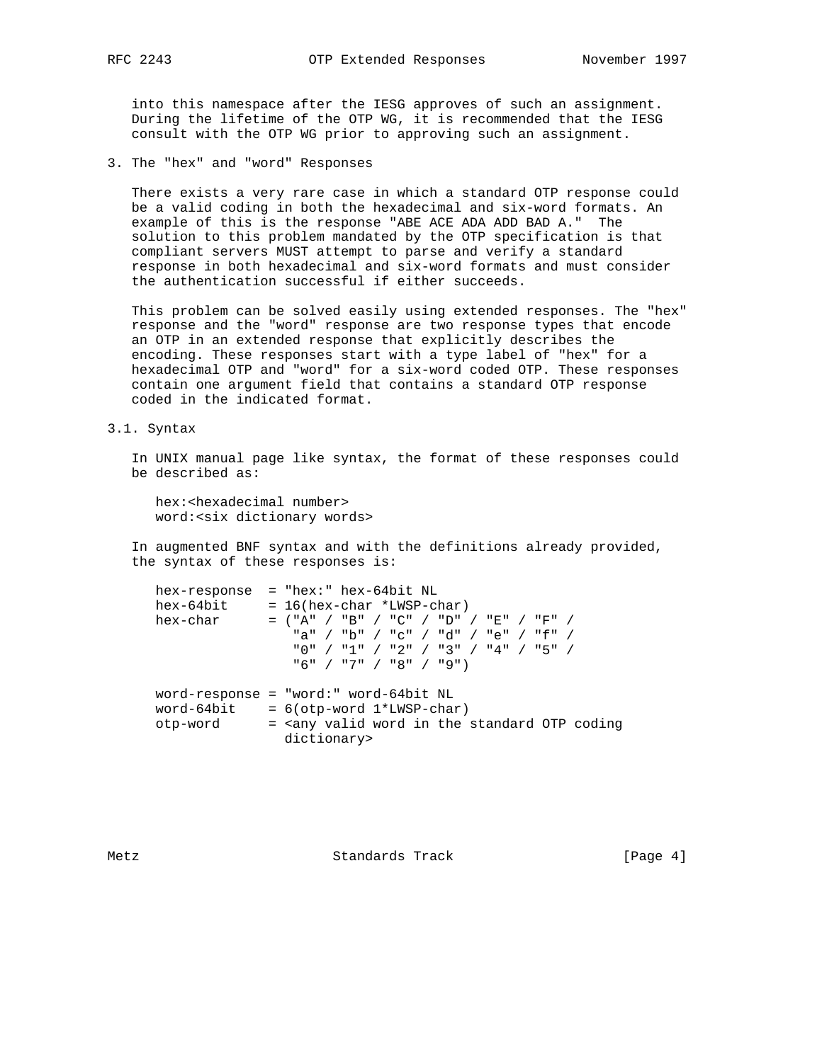into this namespace after the IESG approves of such an assignment. During the lifetime of the OTP WG, it is recommended that the IESG consult with the OTP WG prior to approving such an assignment.

## 3. The "hex" and "word" Responses

There exists a very rare case in which a standard OTP response could be a valid coding in both the hexadecimal and six-word formats. An example of this is the response "ABE ACE ADA ADD BAD A." The solution to this problem mandated by the OTP specification is that compliant servers MUST attempt to parse and verify a standard response in both hexadecimal and six-word formats and must consider the authentication successful if either succeeds.

This problem can be solved easily using extended responses. The "hex" response and the "word" response are two response types that encode an OTP in an extended response that explicitly describes the encoding. These responses start with a type label of "hex" for a hexadecimal OTP and "word" for a six-word coded OTP. These responses contain one argument field that contains a standard OTP response coded in the indicated format.

### 3.1. Syntax

In UNIX manual page like syntax, the format of these responses could be described as:

```
hex:<hexadecimal number>
word:<six dictionary words>
```

In augmented BNF syntax and with the definitions already provided, the syntax of these responses is:

```
hex-response  = "hex:" hex-64bit NL
hex-64bit     = 16(hex-char *LWSP-char)
hex-char      = ("A" / "B" / "C" / "D" / "E" / "F" /
                 "a" / "b" / "c" / "d" / "e" / "f" /
                 "0" / "1" / "2" / "3" / "4" / "5" /
                 "6" / "7" / "8" / "9")

word-response = "word:" word-64bit NL
word-64bit    = 6(otp-word 1*LWSP-char)
otp-word      = <any valid word in the standard OTP coding
                dictionary>
```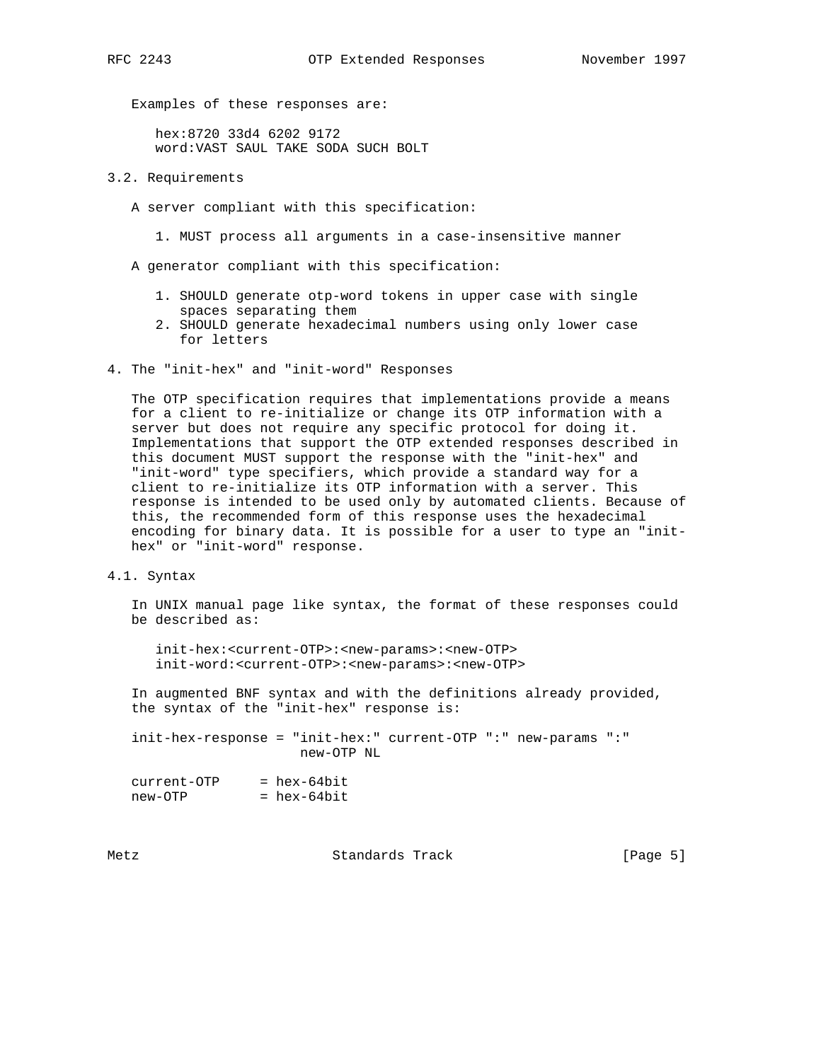Examples of these responses are:

```
hex:8720 33d4 6202 9172
word:VAST SAUL TAKE SODA SUCH BOLT
```

## 3.2. Requirements

A server compliant with this specification:

1. MUST process all arguments in a case-insensitive manner

A generator compliant with this specification:

1. SHOULD generate otp-word tokens in upper case with single spaces separating them
2. SHOULD generate hexadecimal numbers using only lower case for letters

# 4. The "init-hex" and "init-word" Responses

The OTP specification requires that implementations provide a means for a client to re-initialize or change its OTP information with a server but does not require any specific protocol for doing it. Implementations that support the OTP extended responses described in this document MUST support the response with the "init-hex" and "init-word" type specifiers, which provide a standard way for a client to re-initialize its OTP information with a server. This response is intended to be used only by automated clients. Because of this, the recommended form of this response uses the hexadecimal encoding for binary data. It is possible for a user to type an "init-hex" or "init-word" response.

## 4.1. Syntax

In UNIX manual page like syntax, the format of these responses could be described as:

```
init-hex:<current-OTP>:<new-params>:<new-OTP>
init-word:<current-OTP>:<new-params>:<new-OTP>
```

In augmented BNF syntax and with the definitions already provided, the syntax of the "init-hex" response is:

```
init-hex-response = "init-hex:" current-OTP ":" new-params ":"
                    new-OTP NL

current-OTP     = hex-64bit
new-OTP         = hex-64bit
```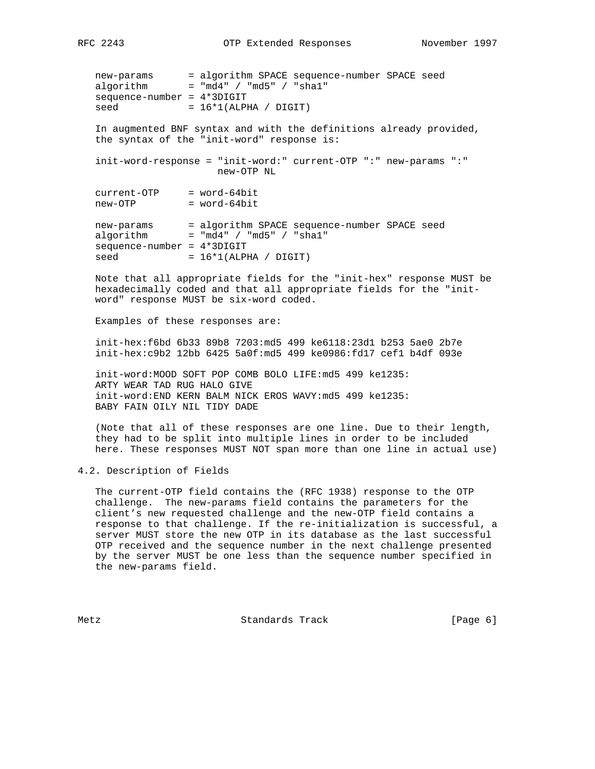```
new-params      = algorithm SPACE sequence-number SPACE seed
algorithm       = "md4" / "md5" / "sha1"
sequence-number = 4*3DIGIT
seed            = 16*1(ALPHA / DIGIT)
```

In augmented BNF syntax and with the definitions already provided, the syntax of the "init-word" response is:

```
init-word-response = "init-word:" current-OTP ":" new-params ":"
                     new-OTP NL

current-OTP     = word-64bit
new-OTP         = word-64bit

new-params      = algorithm SPACE sequence-number SPACE seed
algorithm       = "md4" / "md5" / "sha1"
sequence-number = 4*3DIGIT
seed            = 16*1(ALPHA / DIGIT)
```

Note that all appropriate fields for the "init-hex" response MUST be hexadecimally coded and that all appropriate fields for the "init-word" response MUST be six-word coded.

Examples of these responses are:

```
init-hex:f6bd 6b33 89b8 7203:md5 499 ke6118:23d1 b253 5ae0 2b7e
init-hex:c9b2 12bb 6425 5a0f:md5 499 ke0986:fd17 cef1 b4df 093e

init-word:MOOD SOFT POP COMB BOLO LIFE:md5 499 ke1235:
ARTY WEAR TAD RUG HALO GIVE
init-word:END KERN BALM NICK EROS WAVY:md5 499 ke1235:
BABY FAIN OILY NIL TIDY DADE
```

(Note that all of these responses are one line. Due to their length, they had to be split into multiple lines in order to be included here. These responses MUST NOT span more than one line in actual use)

## 4.2. Description of Fields

The current-OTP field contains the (RFC 1938) response to the OTP challenge. The new-params field contains the parameters for the client's new requested challenge and the new-OTP field contains a response to that challenge. If the re-initialization is successful, a server MUST store the new OTP in its database as the last successful OTP received and the sequence number in the next challenge presented by the server MUST be one less than the sequence number specified in the new-params field.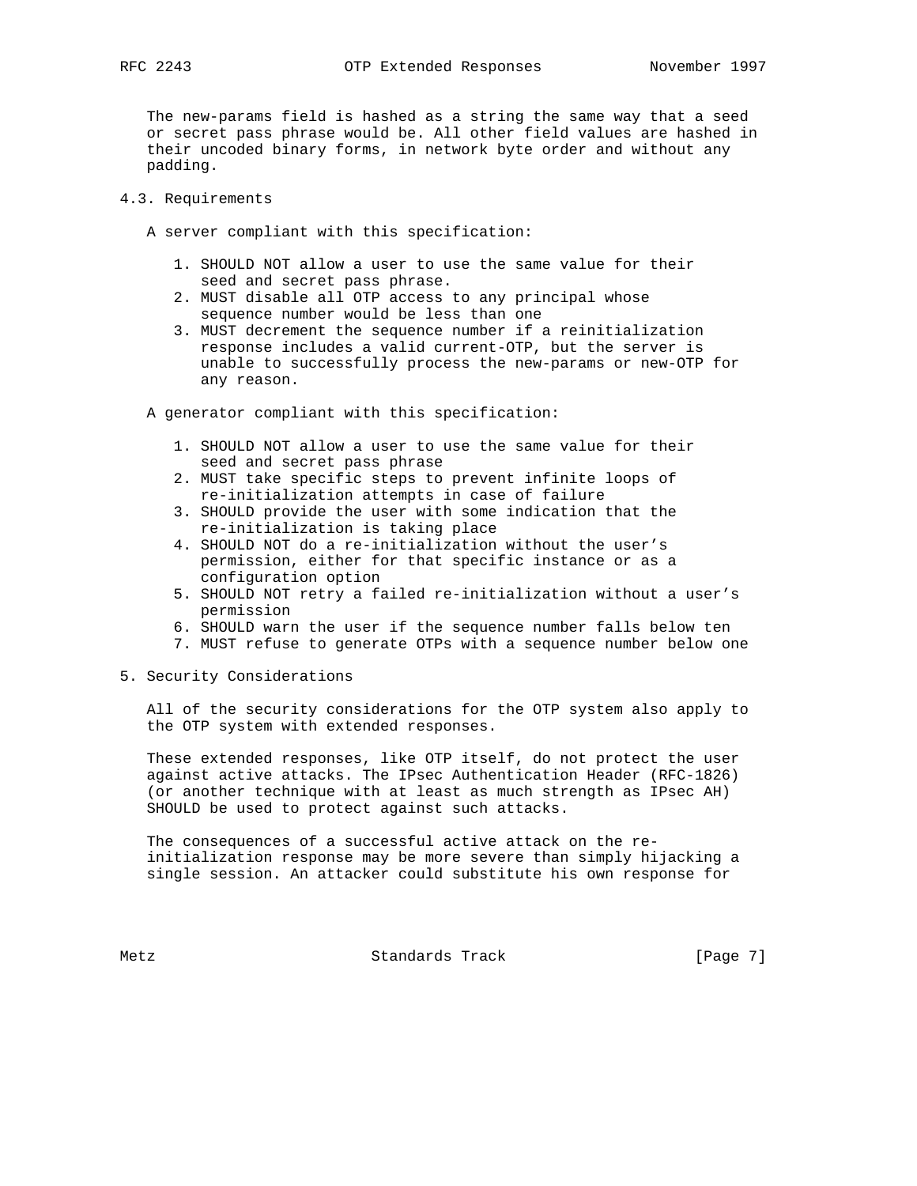The new-params field is hashed as a string the same way that a seed or secret pass phrase would be. All other field values are hashed in their uncoded binary forms, in network byte order and without any padding.

## 4.3. Requirements

A server compliant with this specification:

1. SHOULD NOT allow a user to use the same value for their seed and secret pass phrase.
2. MUST disable all OTP access to any principal whose sequence number would be less than one
3. MUST decrement the sequence number if a reinitialization response includes a valid current-OTP, but the server is unable to successfully process the new-params or new-OTP for any reason.

A generator compliant with this specification:

1. SHOULD NOT allow a user to use the same value for their seed and secret pass phrase
2. MUST take specific steps to prevent infinite loops of re-initialization attempts in case of failure
3. SHOULD provide the user with some indication that the re-initialization is taking place
4. SHOULD NOT do a re-initialization without the user's permission, either for that specific instance or as a configuration option
5. SHOULD NOT retry a failed re-initialization without a user's permission
6. SHOULD warn the user if the sequence number falls below ten
7. MUST refuse to generate OTPs with a sequence number below one

# 5. Security Considerations

All of the security considerations for the OTP system also apply to the OTP system with extended responses.

These extended responses, like OTP itself, do not protect the user against active attacks. The IPsec Authentication Header (RFC-1826) (or another technique with at least as much strength as IPsec AH) SHOULD be used to protect against such attacks.

The consequences of a successful active attack on the re-initialization response may be more severe than simply hijacking a single session. An attacker could substitute his own response for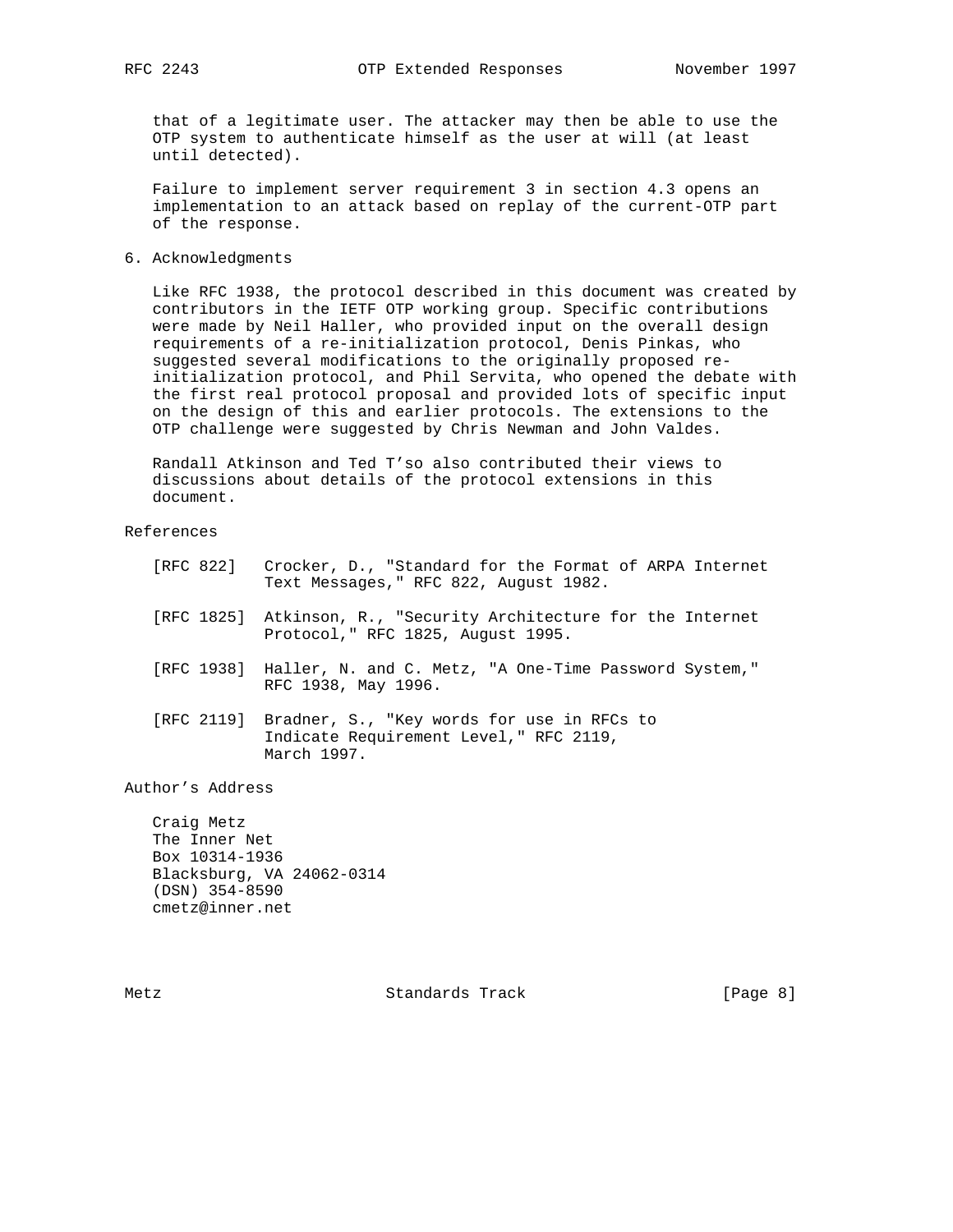that of a legitimate user. The attacker may then be able to use the OTP system to authenticate himself as the user at will (at least until detected).

Failure to implement server requirement 3 in section 4.3 opens an implementation to an attack based on replay of the current-OTP part of the response.

## 6. Acknowledgments

Like RFC 1938, the protocol described in this document was created by contributors in the IETF OTP working group. Specific contributions were made by Neil Haller, who provided input on the overall design requirements of a re-initialization protocol, Denis Pinkas, who suggested several modifications to the originally proposed re-initialization protocol, and Phil Servita, who opened the debate with the first real protocol proposal and provided lots of specific input on the design of this and earlier protocols. The extensions to the OTP challenge were suggested by Chris Newman and John Valdes.

Randall Atkinson and Ted T'so also contributed their views to discussions about details of the protocol extensions in this document.

## References

[RFC 822] Crocker, D., "Standard for the Format of ARPA Internet Text Messages," RFC 822, August 1982.

[RFC 1825] Atkinson, R., "Security Architecture for the Internet Protocol," RFC 1825, August 1995.

[RFC 1938] Haller, N. and C. Metz, "A One-Time Password System," RFC 1938, May 1996.

[RFC 2119] Bradner, S., "Key words for use in RFCs to Indicate Requirement Level," RFC 2119, March 1997.

## Author's Address

Craig Metz
The Inner Net
Box 10314-1936
Blacksburg, VA 24062-0314
(DSN) 354-8590
cmetz@inner.net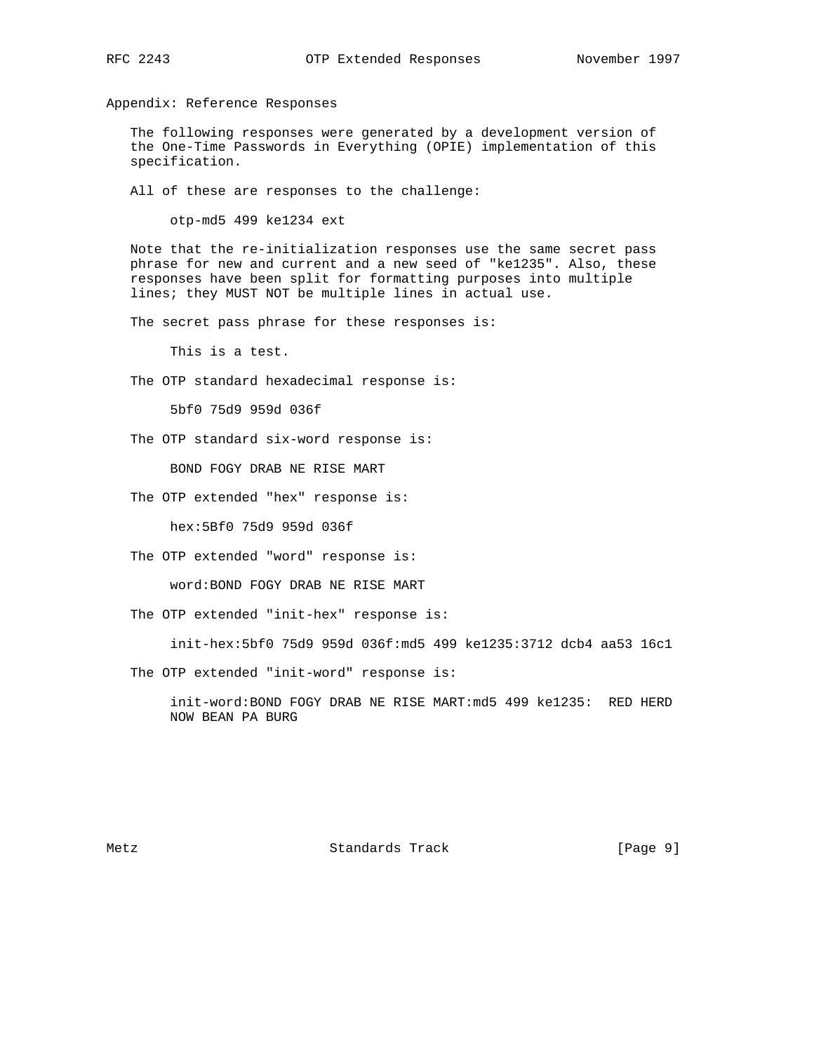## Appendix: Reference Responses

The following responses were generated by a development version of the One-Time Passwords in Everything (OPIE) implementation of this specification.

All of these are responses to the challenge:

```
otp-md5 499 ke1234 ext
```

Note that the re-initialization responses use the same secret pass phrase for new and current and a new seed of "ke1235". Also, these responses have been split for formatting purposes into multiple lines; they MUST NOT be multiple lines in actual use.

The secret pass phrase for these responses is:

```
This is a test.
```

The OTP standard hexadecimal response is:

```
5bf0 75d9 959d 036f
```

The OTP standard six-word response is:

```
BOND FOGY DRAB NE RISE MART
```

The OTP extended "hex" response is:

```
hex:5Bf0 75d9 959d 036f
```

The OTP extended "word" response is:

```
word:BOND FOGY DRAB NE RISE MART
```

The OTP extended "init-hex" response is:

```
init-hex:5bf0 75d9 959d 036f:md5 499 ke1235:3712 dcb4 aa53 16c1
```

The OTP extended "init-word" response is:

```
init-word:BOND FOGY DRAB NE RISE MART:md5 499 ke1235:  RED HERD
NOW BEAN PA BURG
```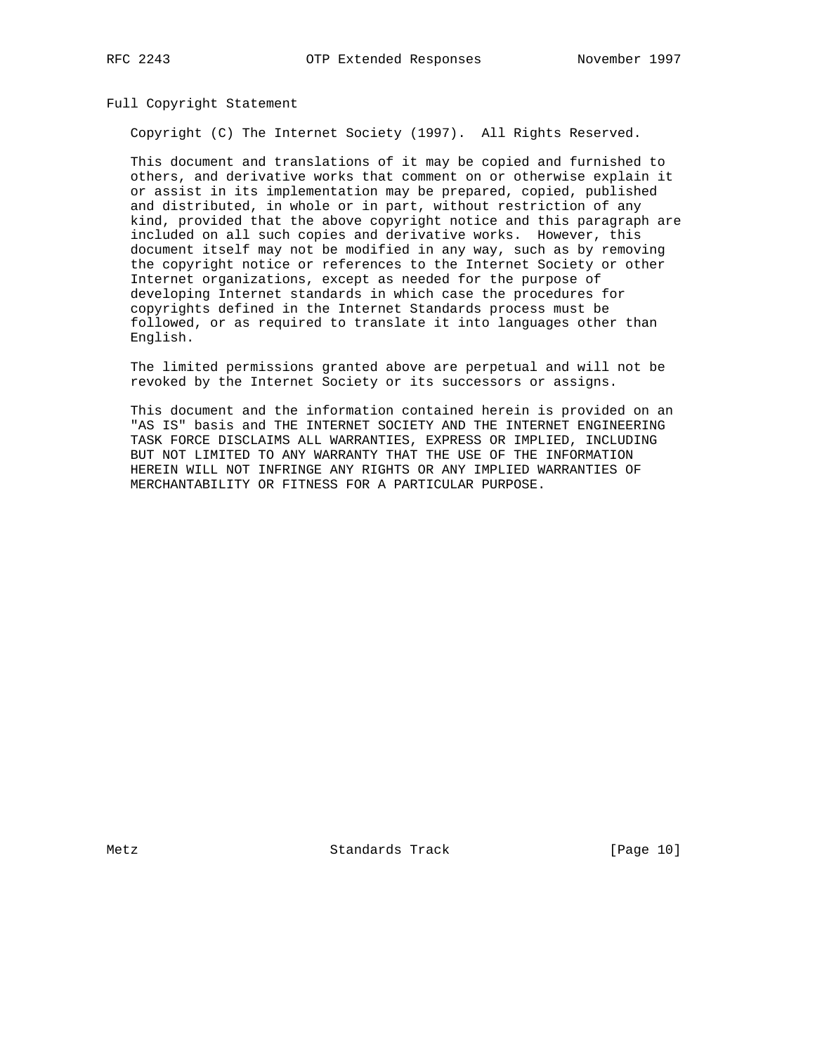## Full Copyright Statement

Copyright (C) The Internet Society (1997). All Rights Reserved.

This document and translations of it may be copied and furnished to others, and derivative works that comment on or otherwise explain it or assist in its implementation may be prepared, copied, published and distributed, in whole or in part, without restriction of any kind, provided that the above copyright notice and this paragraph are included on all such copies and derivative works. However, this document itself may not be modified in any way, such as by removing the copyright notice or references to the Internet Society or other Internet organizations, except as needed for the purpose of developing Internet standards in which case the procedures for copyrights defined in the Internet Standards process must be followed, or as required to translate it into languages other than English.

The limited permissions granted above are perpetual and will not be revoked by the Internet Society or its successors or assigns.

This document and the information contained herein is provided on an "AS IS" basis and THE INTERNET SOCIETY AND THE INTERNET ENGINEERING TASK FORCE DISCLAIMS ALL WARRANTIES, EXPRESS OR IMPLIED, INCLUDING BUT NOT LIMITED TO ANY WARRANTY THAT THE USE OF THE INFORMATION HEREIN WILL NOT INFRINGE ANY RIGHTS OR ANY IMPLIED WARRANTIES OF MERCHANTABILITY OR FITNESS FOR A PARTICULAR PURPOSE.